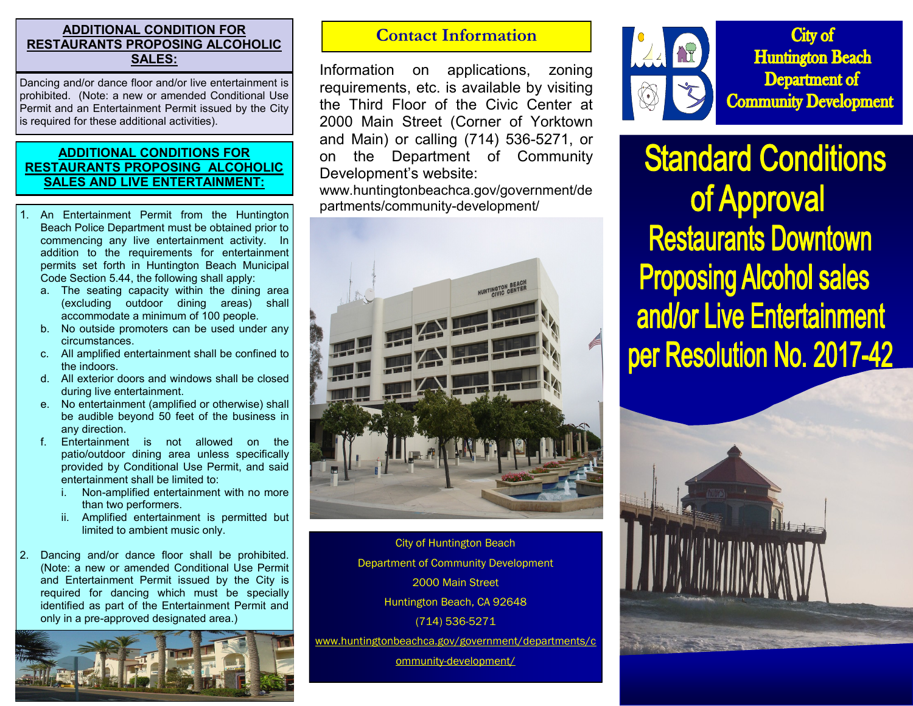## ADDITIONAL CONDITION FOR RESTAURANTS PROPOSING ALCOHOLIC SALES:

Dancing and/or dance floor and/or live entertainment is prohibited. (Note: a new or amended Conditional Use Permit and an Entertainment Permit issued by the City is required for these additional activities).

## ADDITIONAL CONDITIONS FOR RESTAURANTS PROPOSING ALCOHOLIC SALES AND LIVE ENTERTAINMENT:

1. An Entertainment Permit from the Huntington Beach Police Department must be obtained prior to commencing any live entertainment activity. In addition to the requirements for entertainment permits set forth in Huntington Beach Municipal Code Section 5.44, the following shall apply:
   a. The seating capacity within the dining area (excluding outdoor dining areas) shall accommodate a minimum of 100 people.
   b. No outside promoters can be used under any circumstances.
   c. All amplified entertainment shall be confined to the indoors.
   d. All exterior doors and windows shall be closed during live entertainment.
   e. No entertainment (amplified or otherwise) shall be audible beyond 50 feet of the business in any direction.
   f. Entertainment is not allowed on the patio/outdoor dining area unless specifically provided by Conditional Use Permit, and said entertainment shall be limited to:
      i. Non-amplified entertainment with no more than two performers.
      ii. Amplified entertainment is permitted but limited to ambient music only.
2. Dancing and/or dance floor shall be prohibited. (Note: a new or amended Conditional Use Permit and Entertainment Permit issued by the City is required for dancing which must be specially identified as part of the Entertainment Permit and only in a pre-approved designated area.)

## Contact Information

Information on applications, zoning requirements, etc. is available by visiting the Third Floor of the Civic Center at 2000 Main Street (Corner of Yorktown and Main) or calling (714) 536-5271, or on the Department of Community Development's website: www.huntingtonbeachca.gov/government/departments/community-development/

City of Huntington Beach
Department of Community Development
2000 Main Street
Huntington Beach, CA 92648
(714) 536-5271
www.huntingtonbeachca.gov/government/departments/community-development/

City of Huntington Beach Department of Community Development

# Standard Conditions of Approval Restaurants Downtown Proposing Alcohol sales and/or Live Entertainment per Resolution No. 2017-42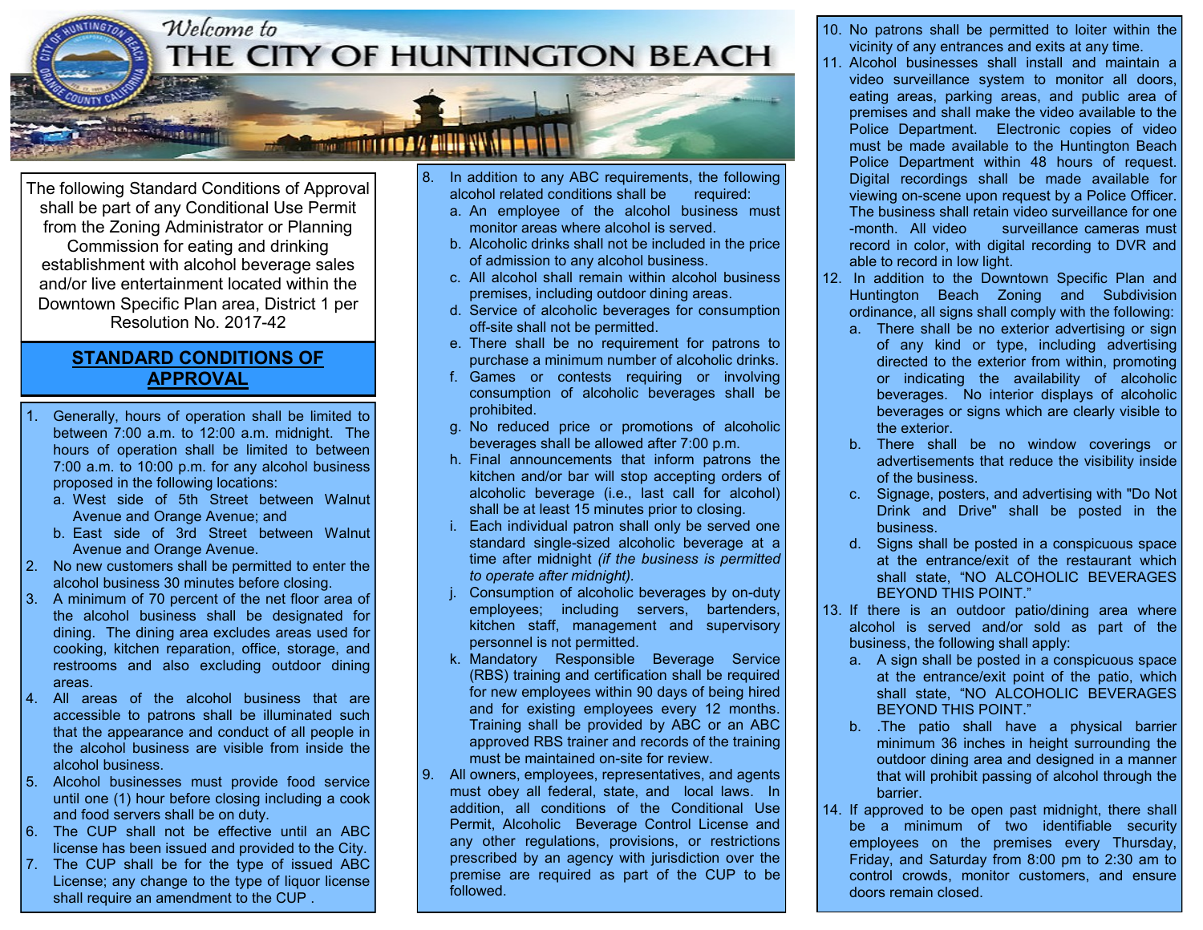# Welcome to THE CITY OF HUNTINGTON BEACH

The following Standard Conditions of Approval shall be part of any Conditional Use Permit from the Zoning Administrator or Planning Commission for eating and drinking establishment with alcohol beverage sales and/or live entertainment located within the Downtown Specific Plan area, District 1 per Resolution No. 2017-42

## STANDARD CONDITIONS OF APPROVAL

1. Generally, hours of operation shall be limited to between 7:00 a.m. to 12:00 a.m. midnight. The hours of operation shall be limited to between 7:00 a.m. to 10:00 p.m. for any alcohol business proposed in the following locations:
   a. West side of 5th Street between Walnut Avenue and Orange Avenue; and
   b. East side of 3rd Street between Walnut Avenue and Orange Avenue.
2. No new customers shall be permitted to enter the alcohol business 30 minutes before closing.
3. A minimum of 70 percent of the net floor area of the alcohol business shall be designated for dining. The dining area excludes areas used for cooking, kitchen reparation, office, storage, and restrooms and also excluding outdoor dining areas.
4. All areas of the alcohol business that are accessible to patrons shall be illuminated such that the appearance and conduct of all people in the alcohol business are visible from inside the alcohol business.
5. Alcohol businesses must provide food service until one (1) hour before closing including a cook and food servers shall be on duty.
6. The CUP shall not be effective until an ABC license has been issued and provided to the City.
7. The CUP shall be for the type of issued ABC License; any change to the type of liquor license shall require an amendment to the CUP .
8. In addition to any ABC requirements, the following alcohol related conditions shall be required:
   a. An employee of the alcohol business must monitor areas where alcohol is served.
   b. Alcoholic drinks shall not be included in the price of admission to any alcohol business.
   c. All alcohol shall remain within alcohol business premises, including outdoor dining areas.
   d. Service of alcoholic beverages for consumption off-site shall not be permitted.
   e. There shall be no requirement for patrons to purchase a minimum number of alcoholic drinks.
   f. Games or contests requiring or involving consumption of alcoholic beverages shall be prohibited.
   g. No reduced price or promotions of alcoholic beverages shall be allowed after 7:00 p.m.
   h. Final announcements that inform patrons the kitchen and/or bar will stop accepting orders of alcoholic beverage (i.e., last call for alcohol) shall be at least 15 minutes prior to closing.
   i. Each individual patron shall only be served one standard single-sized alcoholic beverage at a time after midnight *(if the business is permitted to operate after midnight).*
   j. Consumption of alcoholic beverages by on-duty employees; including servers, bartenders, kitchen staff, management and supervisory personnel is not permitted.
   k. Mandatory Responsible Beverage Service (RBS) training and certification shall be required for new employees within 90 days of being hired and for existing employees every 12 months. Training shall be provided by ABC or an ABC approved RBS trainer and records of the training must be maintained on-site for review.
9. All owners, employees, representatives, and agents must obey all federal, state, and local laws. In addition, all conditions of the Conditional Use Permit, Alcoholic Beverage Control License and any other regulations, provisions, or restrictions prescribed by an agency with jurisdiction over the premise are required as part of the CUP to be followed.
10. No patrons shall be permitted to loiter within the vicinity of any entrances and exits at any time.
11. Alcohol businesses shall install and maintain a video surveillance system to monitor all doors, eating areas, parking areas, and public area of premises and shall make the video available to the Police Department. Electronic copies of video must be made available to the Huntington Beach Police Department within 48 hours of request. Digital recordings shall be made available for viewing on-scene upon request by a Police Officer. The business shall retain video surveillance for one -month. All video surveillance cameras must record in color, with digital recording to DVR and able to record in low light.
12. In addition to the Downtown Specific Plan and Huntington Beach Zoning and Subdivision ordinance, all signs shall comply with the following:
    a. There shall be no exterior advertising or sign of any kind or type, including advertising directed to the exterior from within, promoting or indicating the availability of alcoholic beverages. No interior displays of alcoholic beverages or signs which are clearly visible to the exterior.
    b. There shall be no window coverings or advertisements that reduce the visibility inside of the business.
    c. Signage, posters, and advertising with "Do Not Drink and Drive" shall be posted in the business.
    d. Signs shall be posted in a conspicuous space at the entrance/exit of the restaurant which shall state, "NO ALCOHOLIC BEVERAGES BEYOND THIS POINT."
13. If there is an outdoor patio/dining area where alcohol is served and/or sold as part of the business, the following shall apply:
    a. A sign shall be posted in a conspicuous space at the entrance/exit point of the patio, which shall state, "NO ALCOHOLIC BEVERAGES BEYOND THIS POINT."
    b. .The patio shall have a physical barrier minimum 36 inches in height surrounding the outdoor dining area and designed in a manner that will prohibit passing of alcohol through the barrier.
14. If approved to be open past midnight, there shall be a minimum of two identifiable security employees on the premises every Thursday, Friday, and Saturday from 8:00 pm to 2:30 am to control crowds, monitor customers, and ensure doors remain closed.